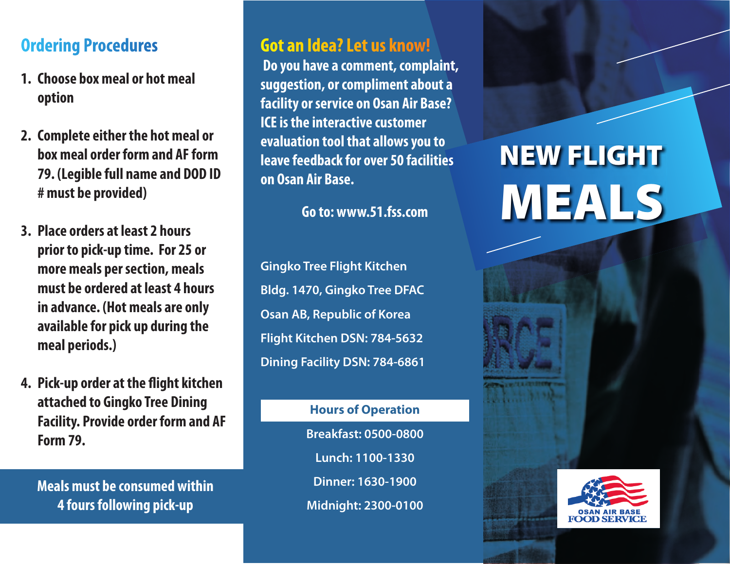## Ordering Procedures

1. Choose box meal or hot meal option
2. Complete either the hot meal or box meal order form and AF form 79. (Legible full name and DOD ID # must be provided)
3. Place orders at least 2 hours prior to pick-up time. For 25 or more meals per section, meals must be ordered at least 4 hours in advance. (Hot meals are only available for pick up during the meal periods.)
4. Pick-up order at the flight kitchen attached to Gingko Tree Dining Facility. Provide order form and AF Form 79.

**Meals must be consumed within 4 fours following pick-up**

## Got an Idea? Let us know!

**Do you have a comment, complaint, suggestion, or compliment about a facility or service on Osan Air Base? ICE is the interactive customer evaluation tool that allows you to leave feedback for over 50 facilities on Osan Air Base.**

**Go to: www.51.fss.com**

Gingko Tree Flight Kitchen
Bldg. 1470, Gingko Tree DFAC
Osan AB, Republic of Korea
Flight Kitchen DSN: 784-5632
Dining Facility DSN: 784-6861

### Hours of Operation

Breakfast: 0500-0800
Lunch: 1100-1330
Dinner: 1630-1900
Midnight: 2300-0100

# NEW FLIGHT MEALS

OSAN AIR BASE FOOD SERVICE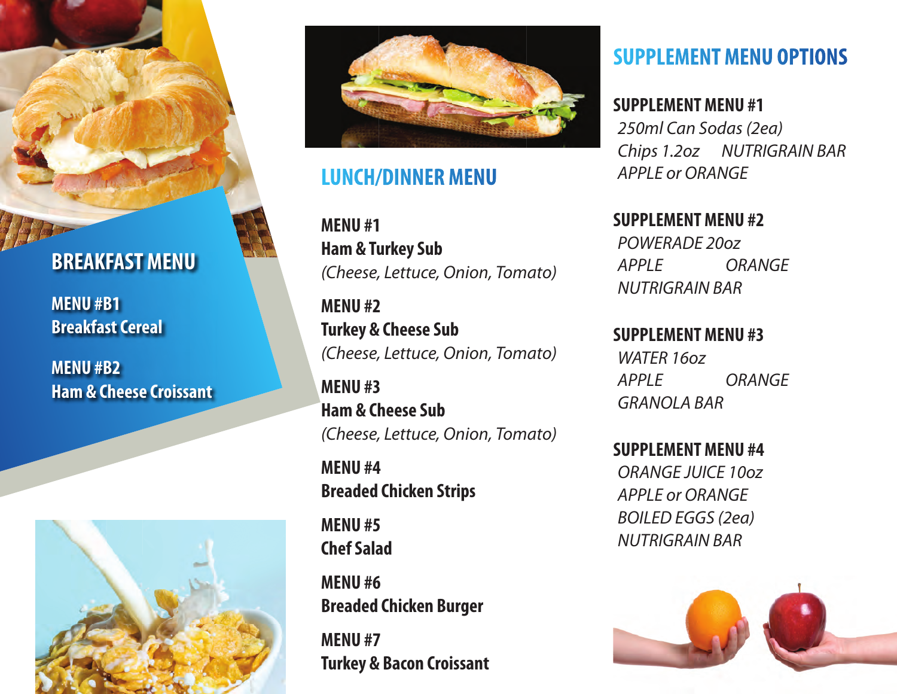## BREAKFAST MENU

**MENU #B1**
**Breakfast Cereal**

**MENU #B2**
**Ham & Cheese Croissant**

## LUNCH/DINNER MENU

**MENU #1**
**Ham & Turkey Sub**
*(Cheese, Lettuce, Onion, Tomato)*

**MENU #2**
**Turkey & Cheese Sub**
*(Cheese, Lettuce, Onion, Tomato)*

**MENU #3**
**Ham & Cheese Sub**
*(Cheese, Lettuce, Onion, Tomato)*

**MENU #4**
**Breaded Chicken Strips**

**MENU #5**
**Chef Salad**

**MENU #6**
**Breaded Chicken Burger**

**MENU #7**
**Turkey & Bacon Croissant**

## SUPPLEMENT MENU OPTIONS

**SUPPLEMENT MENU #1**
*250ml Can Sodas (2ea)*
*Chips 1.2oz NUTRIGRAIN BAR*
*APPLE or ORANGE*

**SUPPLEMENT MENU #2**
*POWERADE 20oz*
*APPLE ORANGE*
*NUTRIGRAIN BAR*

**SUPPLEMENT MENU #3**
*WATER 16oz*
*APPLE ORANGE*
*GRANOLA BAR*

**SUPPLEMENT MENU #4**
*ORANGE JUICE 10oz*
*APPLE or ORANGE*
*BOILED EGGS (2ea)*
*NUTRIGRAIN BAR*